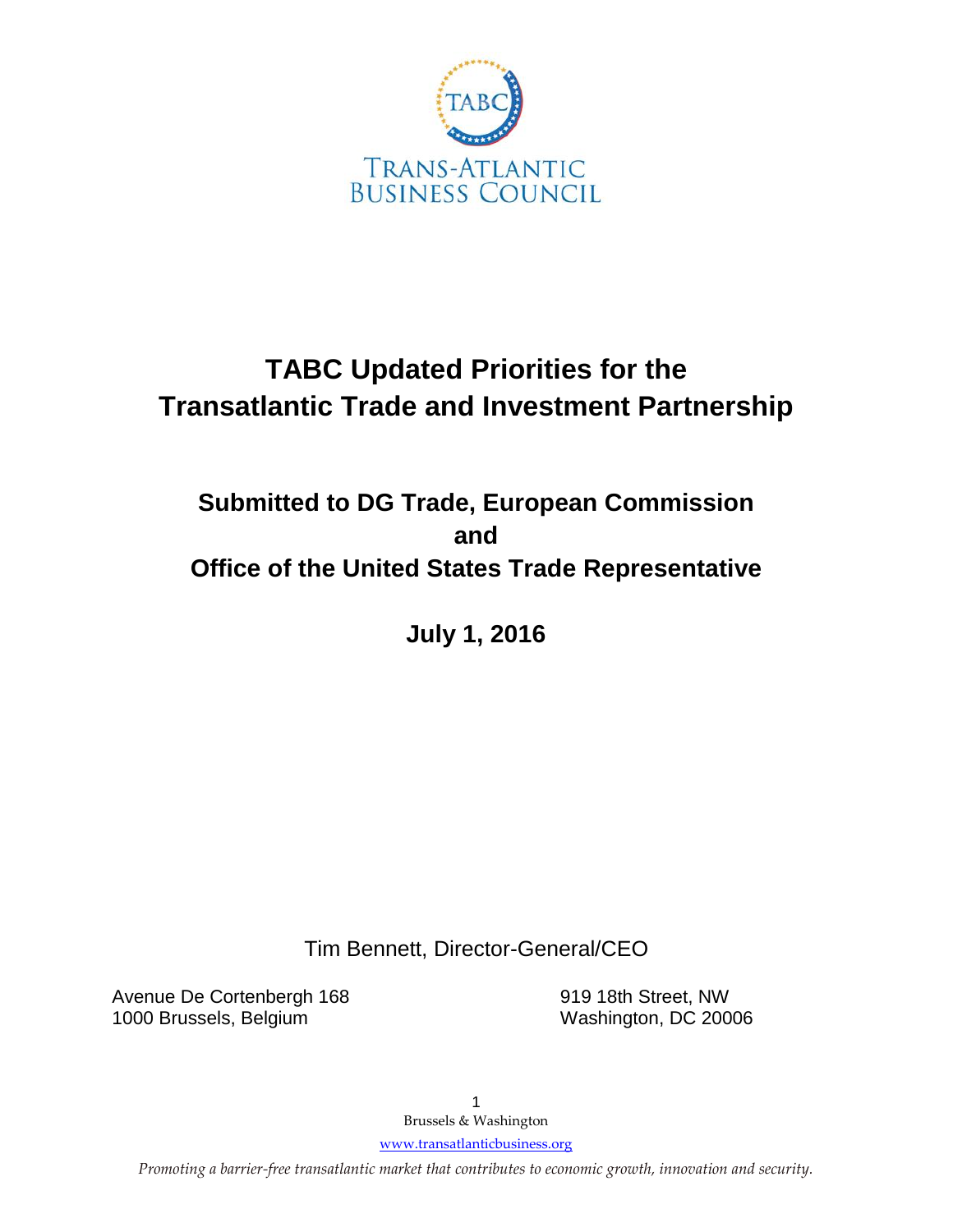TRANS-ATLANTIC BUSINESS COUNCIL

# TABC Updated Priorities for the Transatlantic Trade and Investment Partnership

## Submitted to DG Trade, European Commission and Office of the United States Trade Representative

## July 1, 2016

Tim Bennett, Director-General/CEO

Avenue De Cortenbergh 168
1000 Brussels, Belgium

919 18th Street, NW
Washington, DC 20006

Brussels & Washington

www.transatlanticbusiness.org

*Promoting a barrier-free transatlantic market that contributes to economic growth, innovation and security.*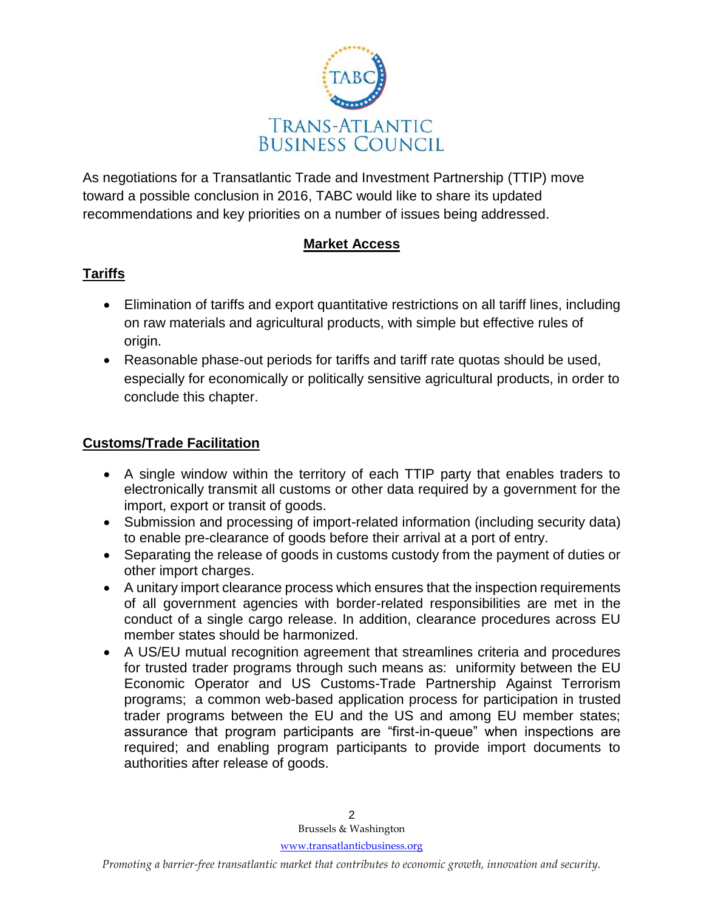As negotiations for a Transatlantic Trade and Investment Partnership (TTIP) move toward a possible conclusion in 2016, TABC would like to share its updated recommendations and key priorities on a number of issues being addressed.

## Market Access

### Tariffs

- Elimination of tariffs and export quantitative restrictions on all tariff lines, including on raw materials and agricultural products, with simple but effective rules of origin.
- Reasonable phase-out periods for tariffs and tariff rate quotas should be used, especially for economically or politically sensitive agricultural products, in order to conclude this chapter.

### Customs/Trade Facilitation

- A single window within the territory of each TTIP party that enables traders to electronically transmit all customs or other data required by a government for the import, export or transit of goods.
- Submission and processing of import-related information (including security data) to enable pre-clearance of goods before their arrival at a port of entry.
- Separating the release of goods in customs custody from the payment of duties or other import charges.
- A unitary import clearance process which ensures that the inspection requirements of all government agencies with border-related responsibilities are met in the conduct of a single cargo release. In addition, clearance procedures across EU member states should be harmonized.
- A US/EU mutual recognition agreement that streamlines criteria and procedures for trusted trader programs through such means as: uniformity between the EU Economic Operator and US Customs-Trade Partnership Against Terrorism programs; a common web-based application process for participation in trusted trader programs between the EU and the US and among EU member states; assurance that program participants are "first-in-queue" when inspections are required; and enabling program participants to provide import documents to authorities after release of goods.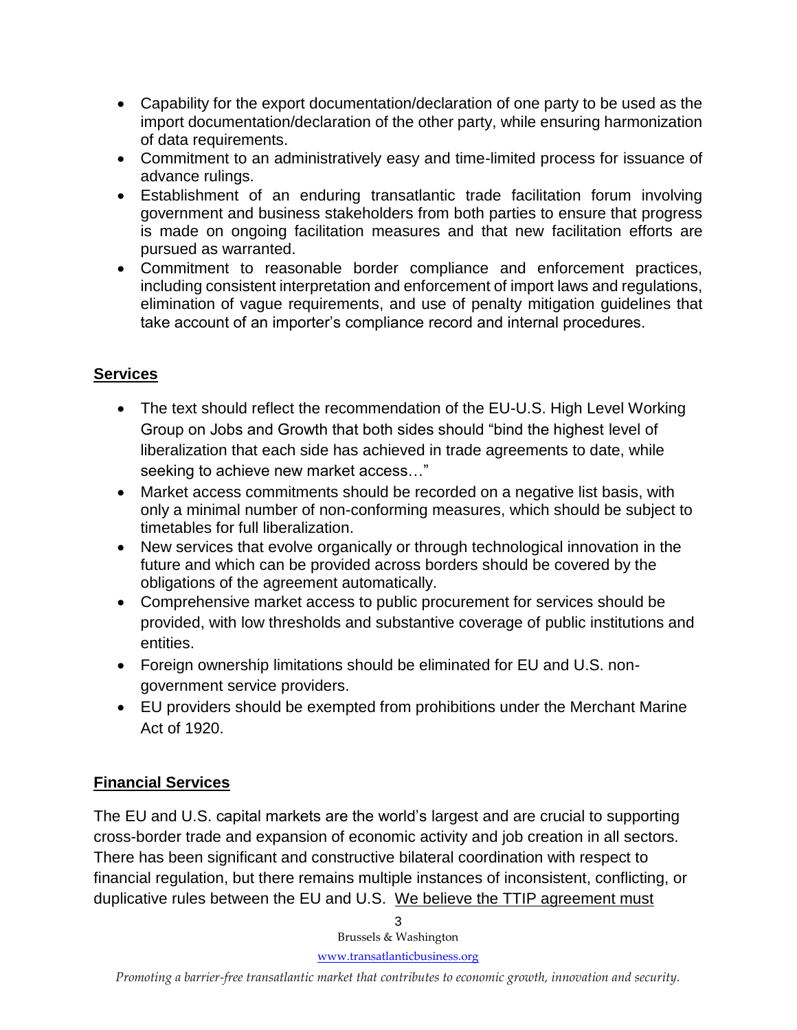- Capability for the export documentation/declaration of one party to be used as the import documentation/declaration of the other party, while ensuring harmonization of data requirements.
- Commitment to an administratively easy and time-limited process for issuance of advance rulings.
- Establishment of an enduring transatlantic trade facilitation forum involving government and business stakeholders from both parties to ensure that progress is made on ongoing facilitation measures and that new facilitation efforts are pursued as warranted.
- Commitment to reasonable border compliance and enforcement practices, including consistent interpretation and enforcement of import laws and regulations, elimination of vague requirements, and use of penalty mitigation guidelines that take account of an importer's compliance record and internal procedures.

## Services

- The text should reflect the recommendation of the EU-U.S. High Level Working Group on Jobs and Growth that both sides should "bind the highest level of liberalization that each side has achieved in trade agreements to date, while seeking to achieve new market access…"
- Market access commitments should be recorded on a negative list basis, with only a minimal number of non-conforming measures, which should be subject to timetables for full liberalization.
- New services that evolve organically or through technological innovation in the future and which can be provided across borders should be covered by the obligations of the agreement automatically.
- Comprehensive market access to public procurement for services should be provided, with low thresholds and substantive coverage of public institutions and entities.
- Foreign ownership limitations should be eliminated for EU and U.S. non-government service providers.
- EU providers should be exempted from prohibitions under the Merchant Marine Act of 1920.

## Financial Services

The EU and U.S. capital markets are the world's largest and are crucial to supporting cross-border trade and expansion of economic activity and job creation in all sectors. There has been significant and constructive bilateral coordination with respect to financial regulation, but there remains multiple instances of inconsistent, conflicting, or duplicative rules between the EU and U.S. We believe the TTIP agreement must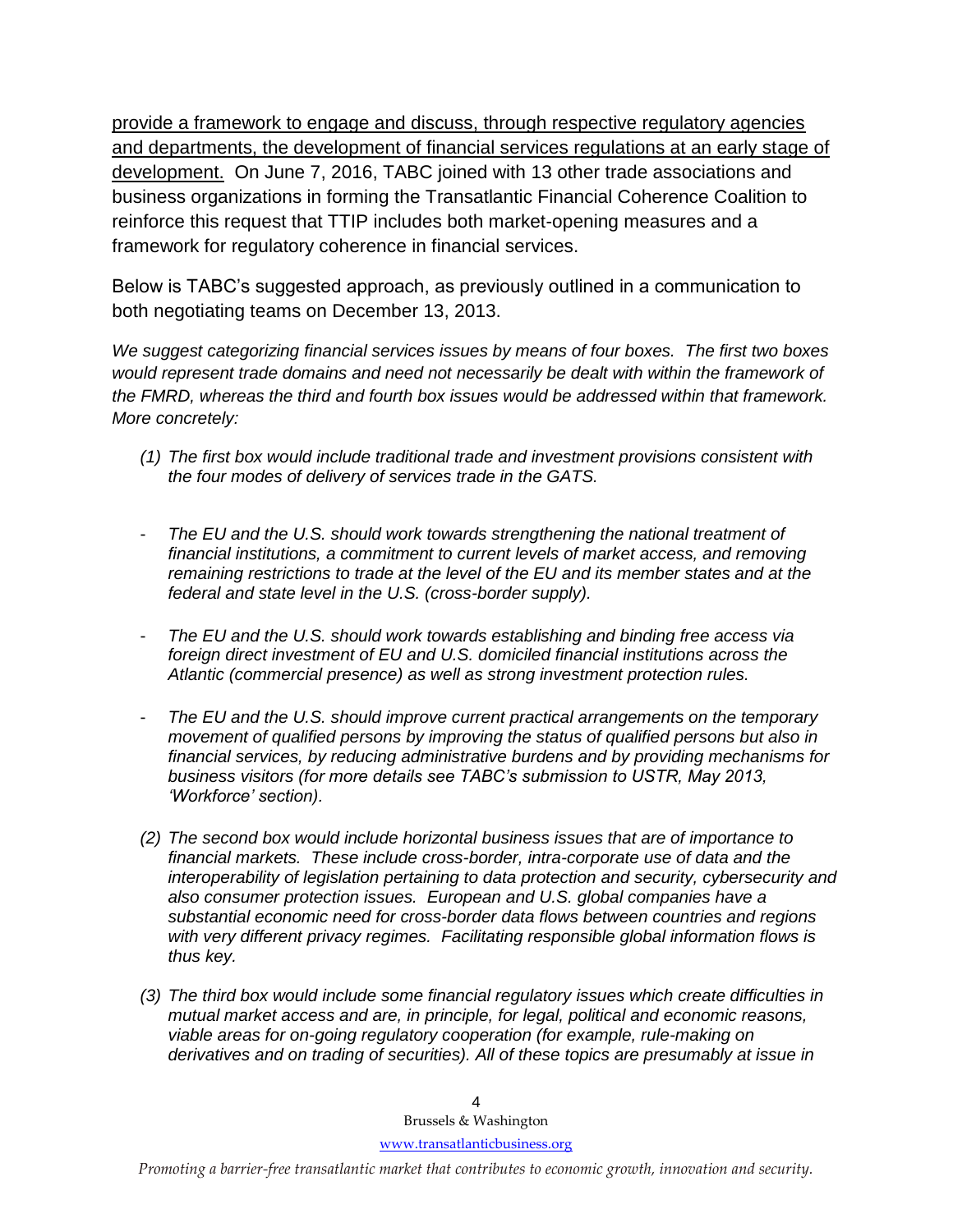<u>provide a framework to engage and discuss, through respective regulatory agencies and departments, the development of financial services regulations at an early stage of development.</u> On June 7, 2016, TABC joined with 13 other trade associations and business organizations in forming the Transatlantic Financial Coherence Coalition to reinforce this request that TTIP includes both market-opening measures and a framework for regulatory coherence in financial services.

Below is TABC's suggested approach, as previously outlined in a communication to both negotiating teams on December 13, 2013.

*We suggest categorizing financial services issues by means of four boxes. The first two boxes would represent trade domains and need not necessarily be dealt with within the framework of the FMRD, whereas the third and fourth box issues would be addressed within that framework. More concretely:*

*(1) The first box would include traditional trade and investment provisions consistent with the four modes of delivery of services trade in the GATS.*

- *The EU and the U.S. should work towards strengthening the national treatment of financial institutions, a commitment to current levels of market access, and removing remaining restrictions to trade at the level of the EU and its member states and at the federal and state level in the U.S. (cross-border supply).*

- *The EU and the U.S. should work towards establishing and binding free access via foreign direct investment of EU and U.S. domiciled financial institutions across the Atlantic (commercial presence) as well as strong investment protection rules.*

- *The EU and the U.S. should improve current practical arrangements on the temporary movement of qualified persons by improving the status of qualified persons but also in financial services, by reducing administrative burdens and by providing mechanisms for business visitors (for more details see TABC's submission to USTR, May 2013, 'Workforce' section).*

*(2) The second box would include horizontal business issues that are of importance to financial markets. These include cross-border, intra-corporate use of data and the interoperability of legislation pertaining to data protection and security, cybersecurity and also consumer protection issues. European and U.S. global companies have a substantial economic need for cross-border data flows between countries and regions with very different privacy regimes. Facilitating responsible global information flows is thus key.*

*(3) The third box would include some financial regulatory issues which create difficulties in mutual market access and are, in principle, for legal, political and economic reasons, viable areas for on-going regulatory cooperation (for example, rule-making on derivatives and on trading of securities). All of these topics are presumably at issue in*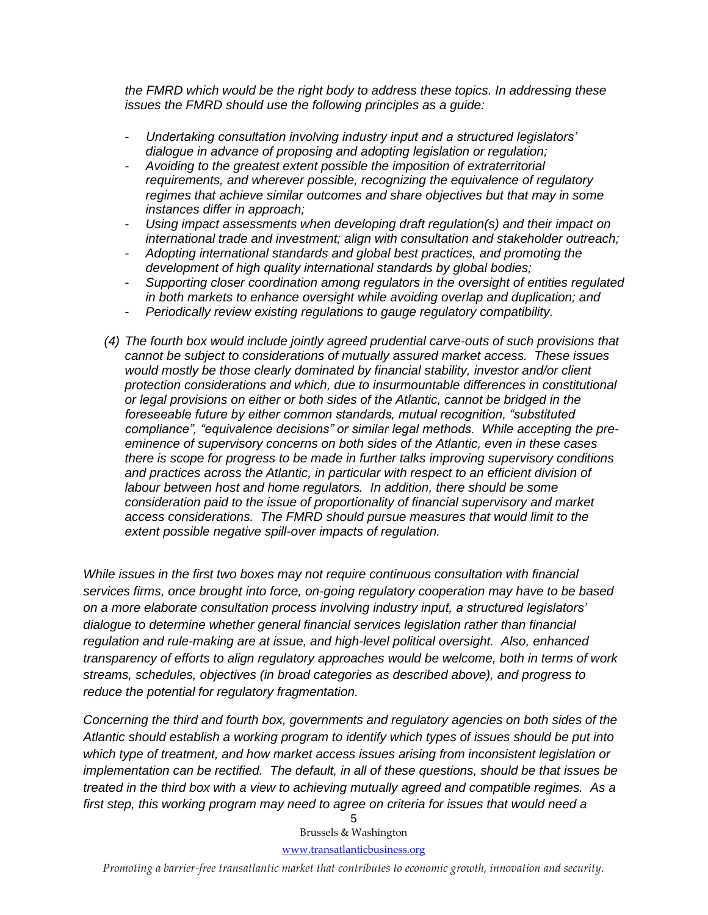*the FMRD which would be the right body to address these topics. In addressing these issues the FMRD should use the following principles as a guide:*

- *Undertaking consultation involving industry input and a structured legislators' dialogue in advance of proposing and adopting legislation or regulation;*
- *Avoiding to the greatest extent possible the imposition of extraterritorial requirements, and wherever possible, recognizing the equivalence of regulatory regimes that achieve similar outcomes and share objectives but that may in some instances differ in approach;*
- *Using impact assessments when developing draft regulation(s) and their impact on international trade and investment; align with consultation and stakeholder outreach;*
- *Adopting international standards and global best practices, and promoting the development of high quality international standards by global bodies;*
- *Supporting closer coordination among regulators in the oversight of entities regulated in both markets to enhance oversight while avoiding overlap and duplication; and*
- *Periodically review existing regulations to gauge regulatory compatibility.*

*(4) The fourth box would include jointly agreed prudential carve-outs of such provisions that cannot be subject to considerations of mutually assured market access. These issues would mostly be those clearly dominated by financial stability, investor and/or client protection considerations and which, due to insurmountable differences in constitutional or legal provisions on either or both sides of the Atlantic, cannot be bridged in the foreseeable future by either common standards, mutual recognition, "substituted compliance", "equivalence decisions" or similar legal methods. While accepting the pre-eminence of supervisory concerns on both sides of the Atlantic, even in these cases there is scope for progress to be made in further talks improving supervisory conditions and practices across the Atlantic, in particular with respect to an efficient division of labour between host and home regulators. In addition, there should be some consideration paid to the issue of proportionality of financial supervisory and market access considerations. The FMRD should pursue measures that would limit to the extent possible negative spill-over impacts of regulation.*

*While issues in the first two boxes may not require continuous consultation with financial services firms, once brought into force, on-going regulatory cooperation may have to be based on a more elaborate consultation process involving industry input, a structured legislators' dialogue to determine whether general financial services legislation rather than financial regulation and rule-making are at issue, and high-level political oversight. Also, enhanced transparency of efforts to align regulatory approaches would be welcome, both in terms of work streams, schedules, objectives (in broad categories as described above), and progress to reduce the potential for regulatory fragmentation.*

*Concerning the third and fourth box, governments and regulatory agencies on both sides of the Atlantic should establish a working program to identify which types of issues should be put into which type of treatment, and how market access issues arising from inconsistent legislation or implementation can be rectified. The default, in all of these questions, should be that issues be treated in the third box with a view to achieving mutually agreed and compatible regimes. As a first step, this working program may need to agree on criteria for issues that would need a*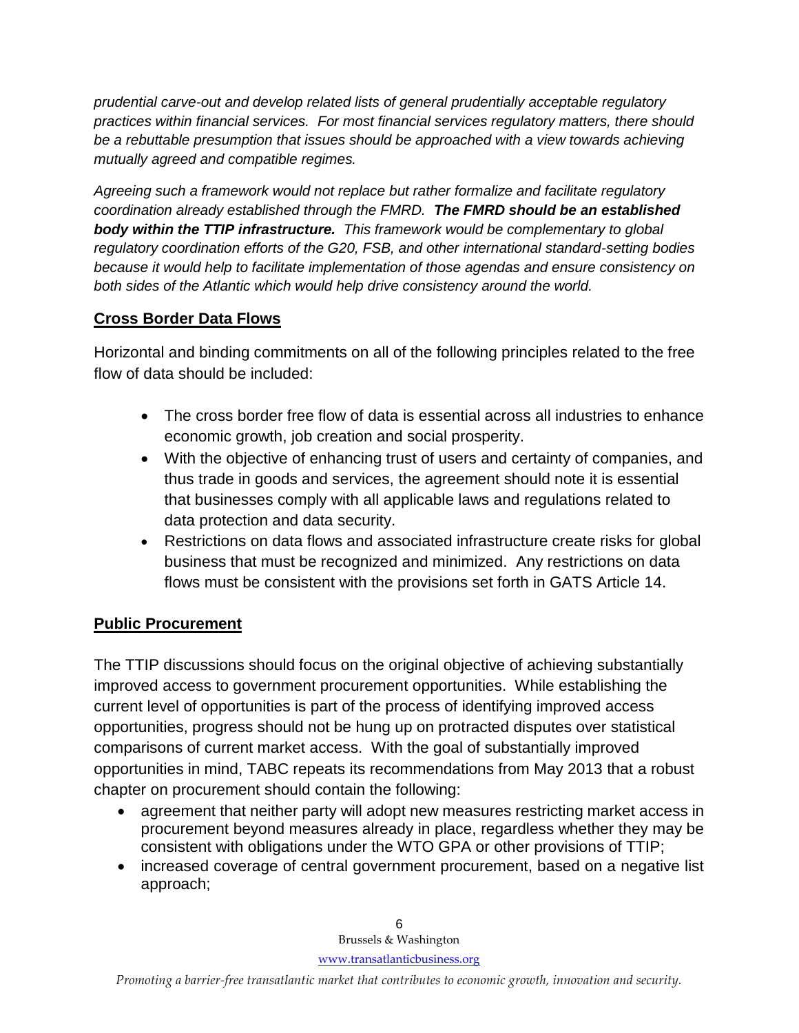*prudential carve-out and develop related lists of general prudentially acceptable regulatory practices within financial services. For most financial services regulatory matters, there should be a rebuttable presumption that issues should be approached with a view towards achieving mutually agreed and compatible regimes.*

*Agreeing such a framework would not replace but rather formalize and facilitate regulatory coordination already established through the FMRD.* ***The FMRD should be an established body within the TTIP infrastructure.*** *This framework would be complementary to global regulatory coordination efforts of the G20, FSB, and other international standard-setting bodies because it would help to facilitate implementation of those agendas and ensure consistency on both sides of the Atlantic which would help drive consistency around the world.*

## Cross Border Data Flows

Horizontal and binding commitments on all of the following principles related to the free flow of data should be included:

- The cross border free flow of data is essential across all industries to enhance economic growth, job creation and social prosperity.
- With the objective of enhancing trust of users and certainty of companies, and thus trade in goods and services, the agreement should note it is essential that businesses comply with all applicable laws and regulations related to data protection and data security.
- Restrictions on data flows and associated infrastructure create risks for global business that must be recognized and minimized. Any restrictions on data flows must be consistent with the provisions set forth in GATS Article 14.

## Public Procurement

The TTIP discussions should focus on the original objective of achieving substantially improved access to government procurement opportunities. While establishing the current level of opportunities is part of the process of identifying improved access opportunities, progress should not be hung up on protracted disputes over statistical comparisons of current market access. With the goal of substantially improved opportunities in mind, TABC repeats its recommendations from May 2013 that a robust chapter on procurement should contain the following:

- agreement that neither party will adopt new measures restricting market access in procurement beyond measures already in place, regardless whether they may be consistent with obligations under the WTO GPA or other provisions of TTIP;
- increased coverage of central government procurement, based on a negative list approach;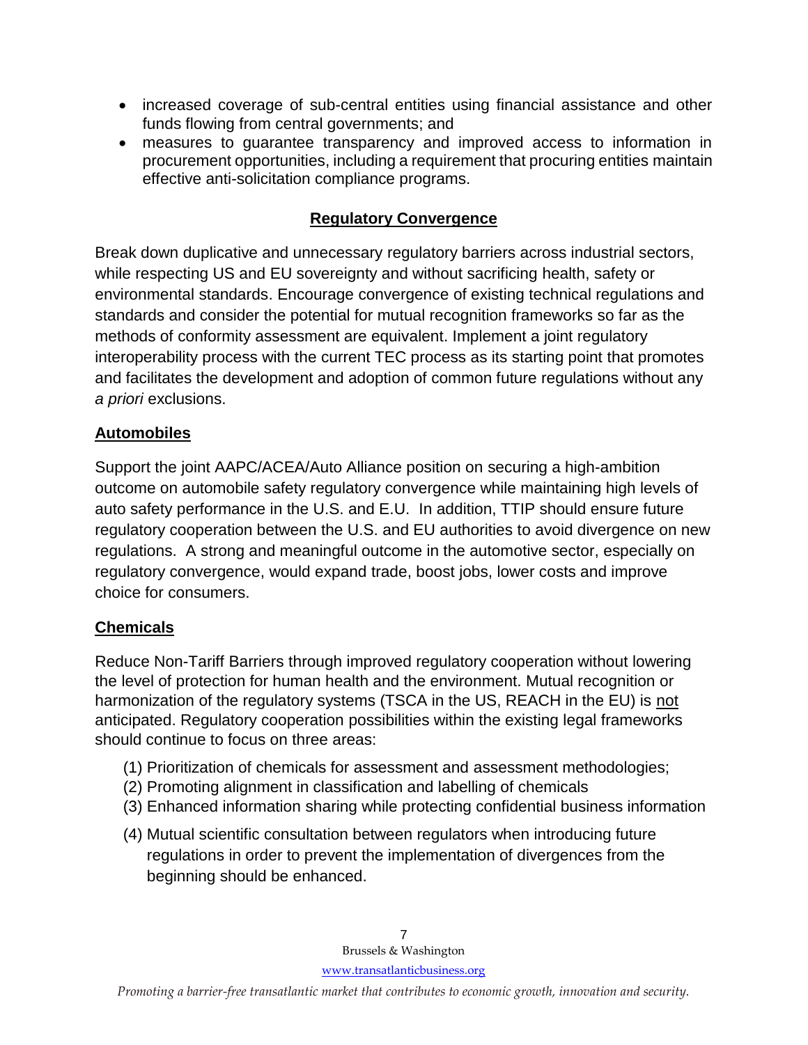- increased coverage of sub-central entities using financial assistance and other funds flowing from central governments; and
- measures to guarantee transparency and improved access to information in procurement opportunities, including a requirement that procuring entities maintain effective anti-solicitation compliance programs.

## Regulatory Convergence

Break down duplicative and unnecessary regulatory barriers across industrial sectors, while respecting US and EU sovereignty and without sacrificing health, safety or environmental standards. Encourage convergence of existing technical regulations and standards and consider the potential for mutual recognition frameworks so far as the methods of conformity assessment are equivalent. Implement a joint regulatory interoperability process with the current TEC process as its starting point that promotes and facilitates the development and adoption of common future regulations without any *a priori* exclusions.

### Automobiles

Support the joint AAPC/ACEA/Auto Alliance position on securing a high-ambition outcome on automobile safety regulatory convergence while maintaining high levels of auto safety performance in the U.S. and E.U. In addition, TTIP should ensure future regulatory cooperation between the U.S. and EU authorities to avoid divergence on new regulations. A strong and meaningful outcome in the automotive sector, especially on regulatory convergence, would expand trade, boost jobs, lower costs and improve choice for consumers.

### Chemicals

Reduce Non-Tariff Barriers through improved regulatory cooperation without lowering the level of protection for human health and the environment. Mutual recognition or harmonization of the regulatory systems (TSCA in the US, REACH in the EU) is <u>not</u> anticipated. Regulatory cooperation possibilities within the existing legal frameworks should continue to focus on three areas:

(1) Prioritization of chemicals for assessment and assessment methodologies;
(2) Promoting alignment in classification and labelling of chemicals
(3) Enhanced information sharing while protecting confidential business information
(4) Mutual scientific consultation between regulators when introducing future regulations in order to prevent the implementation of divergences from the beginning should be enhanced.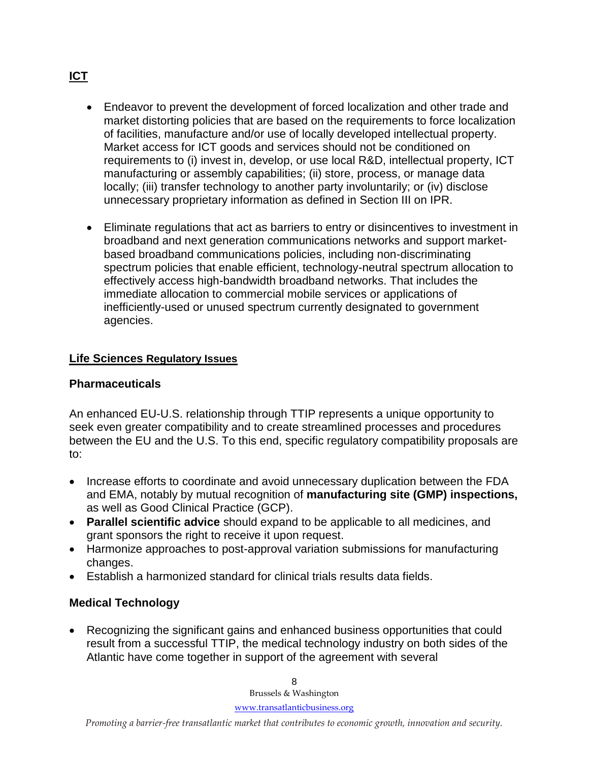## ICT

- Endeavor to prevent the development of forced localization and other trade and market distorting policies that are based on the requirements to force localization of facilities, manufacture and/or use of locally developed intellectual property. Market access for ICT goods and services should not be conditioned on requirements to (i) invest in, develop, or use local R&D, intellectual property, ICT manufacturing or assembly capabilities; (ii) store, process, or manage data locally; (iii) transfer technology to another party involuntarily; or (iv) disclose unnecessary proprietary information as defined in Section III on IPR.

- Eliminate regulations that act as barriers to entry or disincentives to investment in broadband and next generation communications networks and support market-based broadband communications policies, including non-discriminating spectrum policies that enable efficient, technology-neutral spectrum allocation to effectively access high-bandwidth broadband networks. That includes the immediate allocation to commercial mobile services or applications of inefficiently-used or unused spectrum currently designated to government agencies.

## Life Sciences Regulatory Issues

### Pharmaceuticals

An enhanced EU-U.S. relationship through TTIP represents a unique opportunity to seek even greater compatibility and to create streamlined processes and procedures between the EU and the U.S. To this end, specific regulatory compatibility proposals are to:

- Increase efforts to coordinate and avoid unnecessary duplication between the FDA and EMA, notably by mutual recognition of **manufacturing site (GMP) inspections,** as well as Good Clinical Practice (GCP).
- **Parallel scientific advice** should expand to be applicable to all medicines, and grant sponsors the right to receive it upon request.
- Harmonize approaches to post-approval variation submissions for manufacturing changes.
- Establish a harmonized standard for clinical trials results data fields.

### Medical Technology

- Recognizing the significant gains and enhanced business opportunities that could result from a successful TTIP, the medical technology industry on both sides of the Atlantic have come together in support of the agreement with several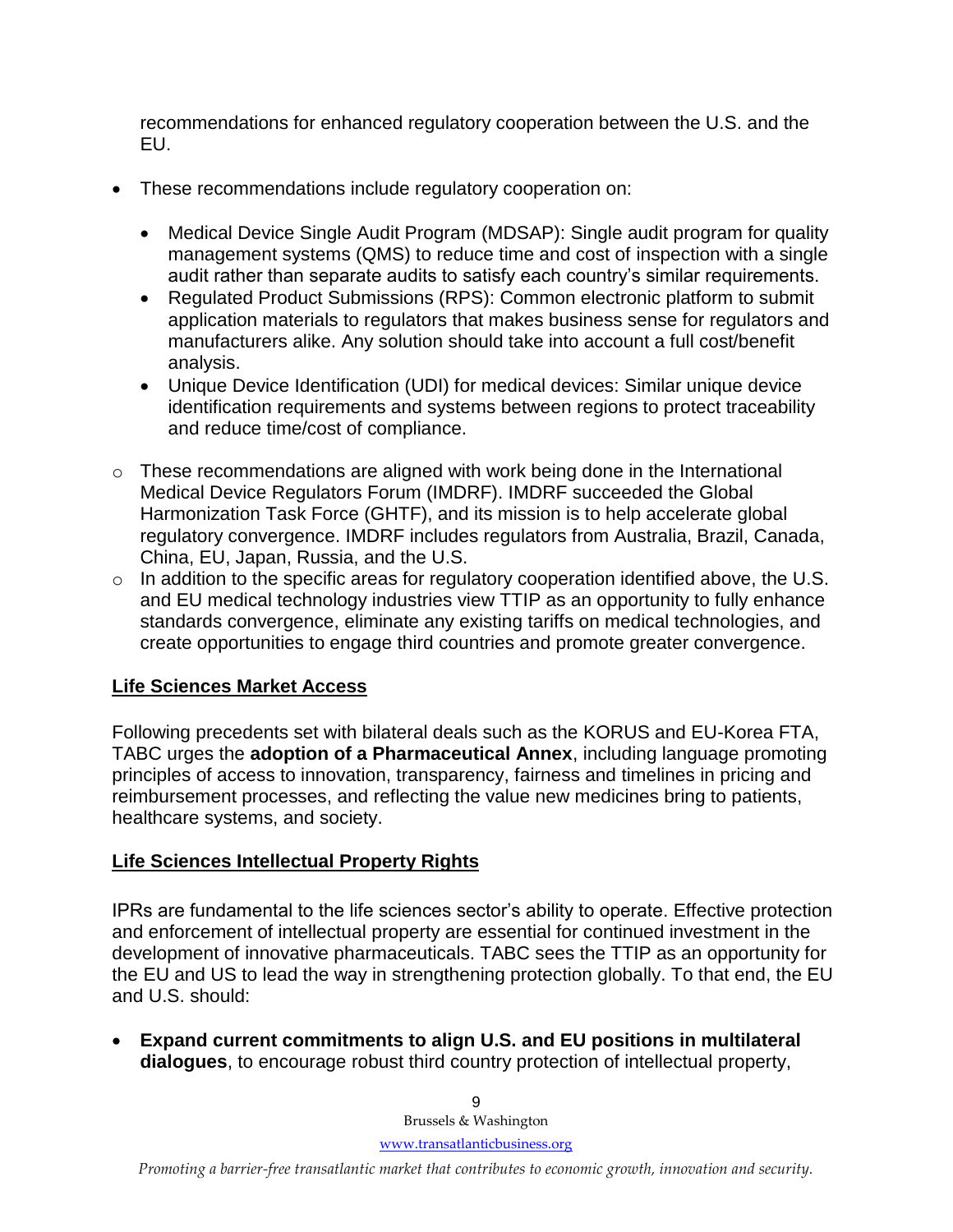recommendations for enhanced regulatory cooperation between the U.S. and the EU.

- These recommendations include regulatory cooperation on:
  - Medical Device Single Audit Program (MDSAP): Single audit program for quality management systems (QMS) to reduce time and cost of inspection with a single audit rather than separate audits to satisfy each country's similar requirements.
  - Regulated Product Submissions (RPS): Common electronic platform to submit application materials to regulators that makes business sense for regulators and manufacturers alike. Any solution should take into account a full cost/benefit analysis.
  - Unique Device Identification (UDI) for medical devices: Similar unique device identification requirements and systems between regions to protect traceability and reduce time/cost of compliance.

- These recommendations are aligned with work being done in the International Medical Device Regulators Forum (IMDRF). IMDRF succeeded the Global Harmonization Task Force (GHTF), and its mission is to help accelerate global regulatory convergence. IMDRF includes regulators from Australia, Brazil, Canada, China, EU, Japan, Russia, and the U.S.
- In addition to the specific areas for regulatory cooperation identified above, the U.S. and EU medical technology industries view TTIP as an opportunity to fully enhance standards convergence, eliminate any existing tariffs on medical technologies, and create opportunities to engage third countries and promote greater convergence.

## Life Sciences Market Access

Following precedents set with bilateral deals such as the KORUS and EU-Korea FTA, TABC urges the **adoption of a Pharmaceutical Annex**, including language promoting principles of access to innovation, transparency, fairness and timelines in pricing and reimbursement processes, and reflecting the value new medicines bring to patients, healthcare systems, and society.

## Life Sciences Intellectual Property Rights

IPRs are fundamental to the life sciences sector's ability to operate. Effective protection and enforcement of intellectual property are essential for continued investment in the development of innovative pharmaceuticals. TABC sees the TTIP as an opportunity for the EU and US to lead the way in strengthening protection globally. To that end, the EU and U.S. should:

- **Expand current commitments to align U.S. and EU positions in multilateral dialogues**, to encourage robust third country protection of intellectual property,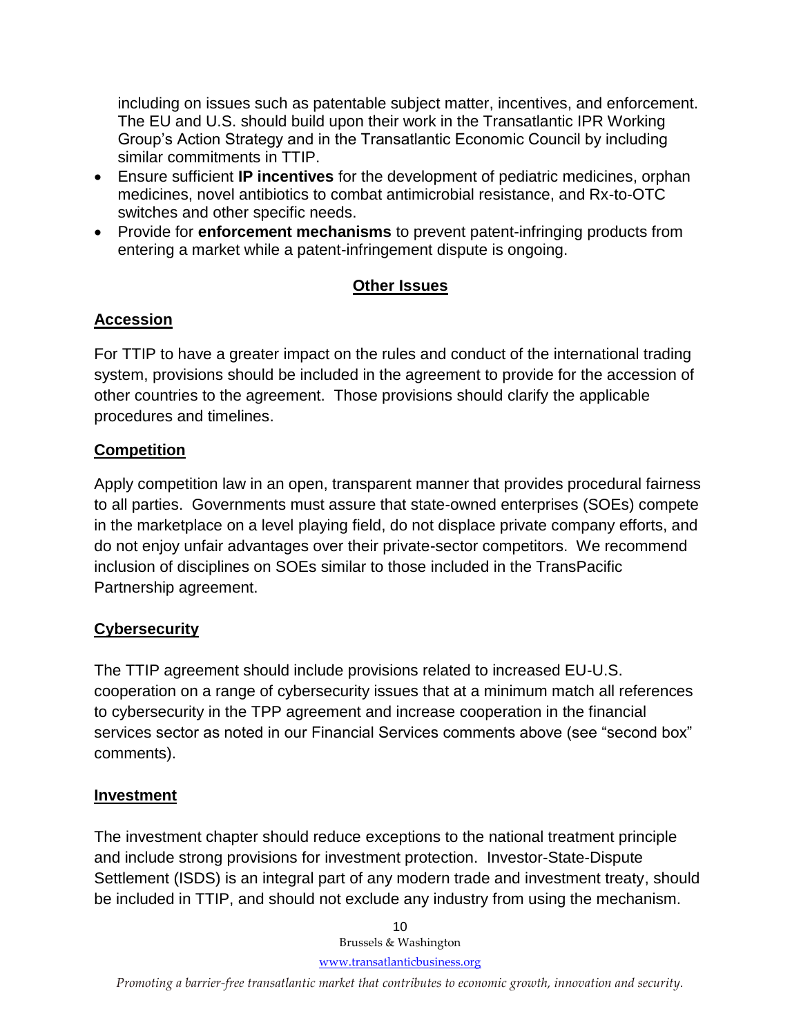including on issues such as patentable subject matter, incentives, and enforcement. The EU and U.S. should build upon their work in the Transatlantic IPR Working Group's Action Strategy and in the Transatlantic Economic Council by including similar commitments in TTIP.

- Ensure sufficient **IP incentives** for the development of pediatric medicines, orphan medicines, novel antibiotics to combat antimicrobial resistance, and Rx-to-OTC switches and other specific needs.
- Provide for **enforcement mechanisms** to prevent patent-infringing products from entering a market while a patent-infringement dispute is ongoing.

## Other Issues

### Accession

For TTIP to have a greater impact on the rules and conduct of the international trading system, provisions should be included in the agreement to provide for the accession of other countries to the agreement. Those provisions should clarify the applicable procedures and timelines.

### Competition

Apply competition law in an open, transparent manner that provides procedural fairness to all parties. Governments must assure that state-owned enterprises (SOEs) compete in the marketplace on a level playing field, do not displace private company efforts, and do not enjoy unfair advantages over their private-sector competitors. We recommend inclusion of disciplines on SOEs similar to those included in the TransPacific Partnership agreement.

### Cybersecurity

The TTIP agreement should include provisions related to increased EU-U.S. cooperation on a range of cybersecurity issues that at a minimum match all references to cybersecurity in the TPP agreement and increase cooperation in the financial services sector as noted in our Financial Services comments above (see "second box" comments).

### Investment

The investment chapter should reduce exceptions to the national treatment principle and include strong provisions for investment protection. Investor-State-Dispute Settlement (ISDS) is an integral part of any modern trade and investment treaty, should be included in TTIP, and should not exclude any industry from using the mechanism.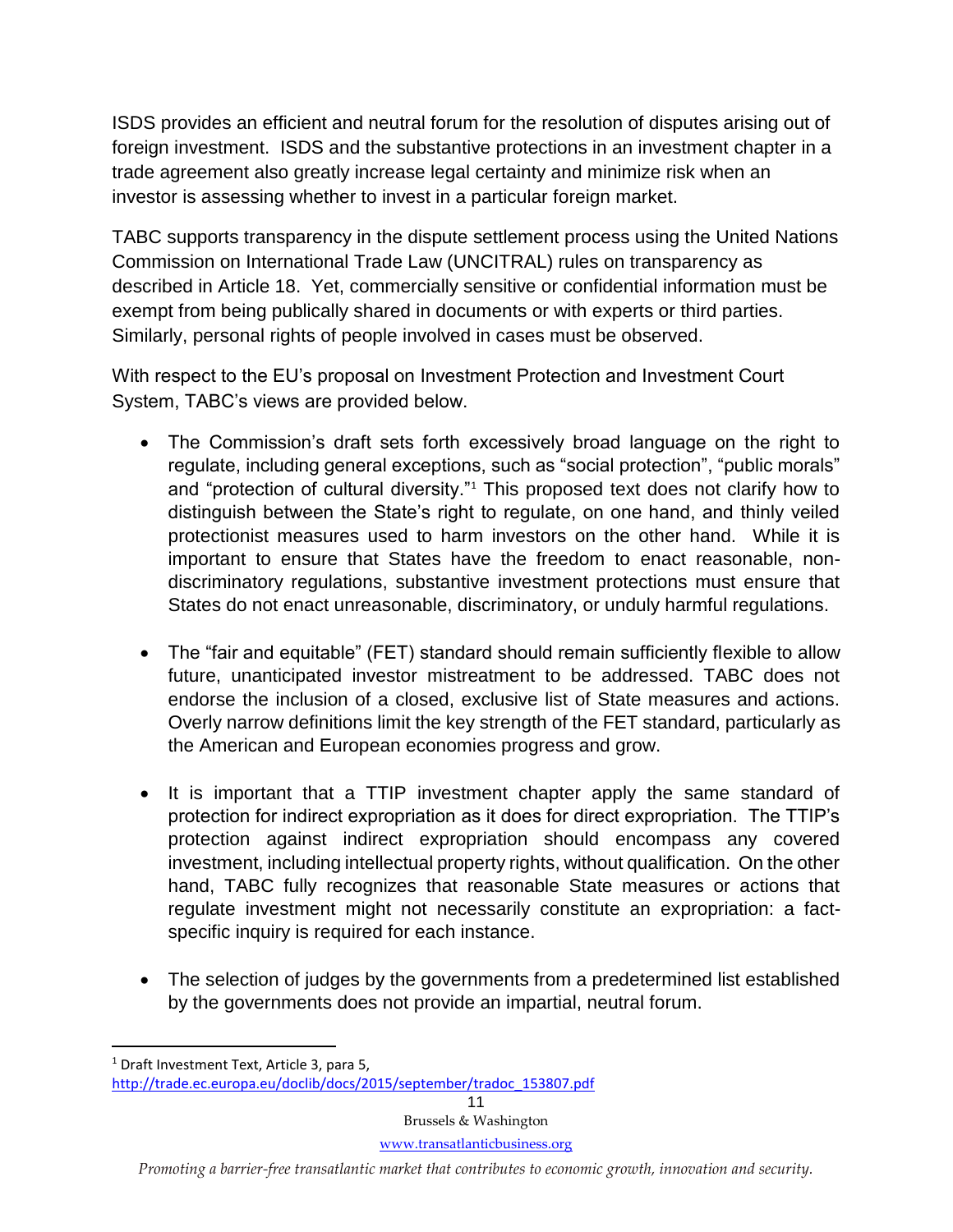ISDS provides an efficient and neutral forum for the resolution of disputes arising out of foreign investment. ISDS and the substantive protections in an investment chapter in a trade agreement also greatly increase legal certainty and minimize risk when an investor is assessing whether to invest in a particular foreign market.

TABC supports transparency in the dispute settlement process using the United Nations Commission on International Trade Law (UNCITRAL) rules on transparency as described in Article 18. Yet, commercially sensitive or confidential information must be exempt from being publically shared in documents or with experts or third parties. Similarly, personal rights of people involved in cases must be observed.

With respect to the EU's proposal on Investment Protection and Investment Court System, TABC's views are provided below.

- The Commission's draft sets forth excessively broad language on the right to regulate, including general exceptions, such as "social protection", "public morals" and "protection of cultural diversity."[1] This proposed text does not clarify how to distinguish between the State's right to regulate, on one hand, and thinly veiled protectionist measures used to harm investors on the other hand. While it is important to ensure that States have the freedom to enact reasonable, non-discriminatory regulations, substantive investment protections must ensure that States do not enact unreasonable, discriminatory, or unduly harmful regulations.

- The "fair and equitable" (FET) standard should remain sufficiently flexible to allow future, unanticipated investor mistreatment to be addressed. TABC does not endorse the inclusion of a closed, exclusive list of State measures and actions. Overly narrow definitions limit the key strength of the FET standard, particularly as the American and European economies progress and grow.

- It is important that a TTIP investment chapter apply the same standard of protection for indirect expropriation as it does for direct expropriation. The TTIP's protection against indirect expropriation should encompass any covered investment, including intellectual property rights, without qualification. On the other hand, TABC fully recognizes that reasonable State measures or actions that regulate investment might not necessarily constitute an expropriation: a fact-specific inquiry is required for each instance.

- The selection of judges by the governments from a predetermined list established by the governments does not provide an impartial, neutral forum.

---

[1] Draft Investment Text, Article 3, para 5, http://trade.ec.europa.eu/doclib/docs/2015/september/tradoc_153807.pdf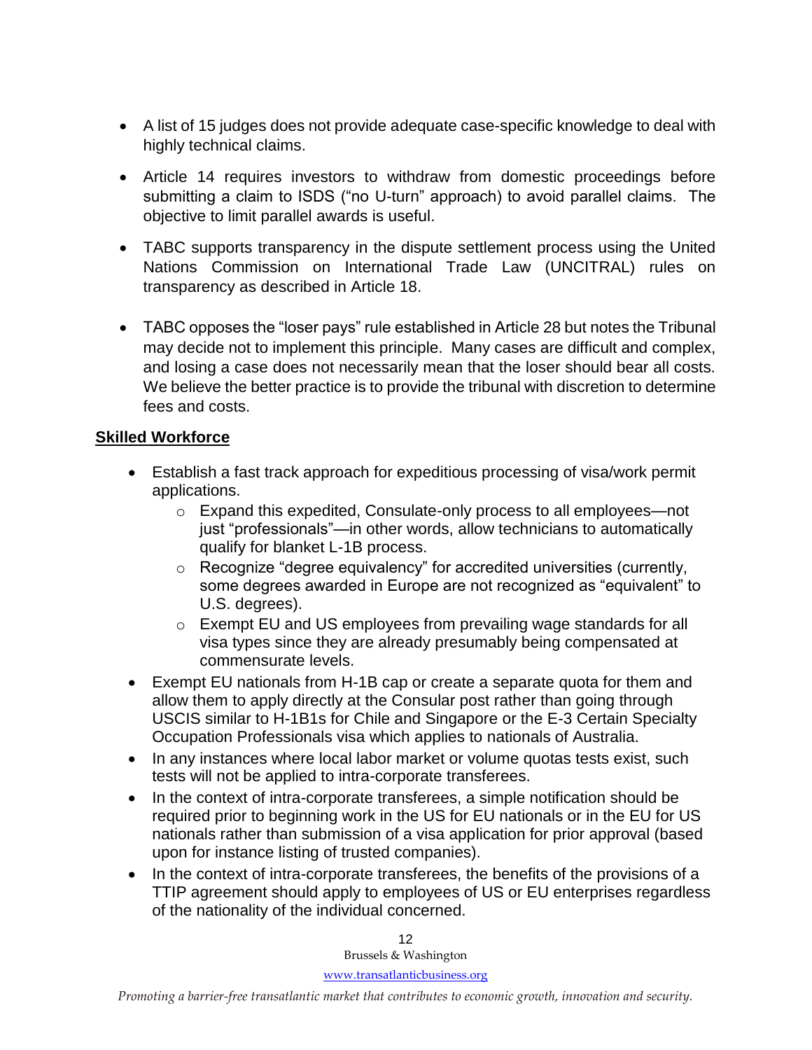- A list of 15 judges does not provide adequate case-specific knowledge to deal with highly technical claims.
- Article 14 requires investors to withdraw from domestic proceedings before submitting a claim to ISDS ("no U-turn" approach) to avoid parallel claims. The objective to limit parallel awards is useful.
- TABC supports transparency in the dispute settlement process using the United Nations Commission on International Trade Law (UNCITRAL) rules on transparency as described in Article 18.
- TABC opposes the "loser pays" rule established in Article 28 but notes the Tribunal may decide not to implement this principle. Many cases are difficult and complex, and losing a case does not necessarily mean that the loser should bear all costs. We believe the better practice is to provide the tribunal with discretion to determine fees and costs.

**Skilled Workforce**

- Establish a fast track approach for expeditious processing of visa/work permit applications.
  - Expand this expedited, Consulate-only process to all employees—not just "professionals"—in other words, allow technicians to automatically qualify for blanket L-1B process.
  - Recognize "degree equivalency" for accredited universities (currently, some degrees awarded in Europe are not recognized as "equivalent" to U.S. degrees).
  - Exempt EU and US employees from prevailing wage standards for all visa types since they are already presumably being compensated at commensurate levels.
- Exempt EU nationals from H-1B cap or create a separate quota for them and allow them to apply directly at the Consular post rather than going through USCIS similar to H-1B1s for Chile and Singapore or the E-3 Certain Specialty Occupation Professionals visa which applies to nationals of Australia.
- In any instances where local labor market or volume quotas tests exist, such tests will not be applied to intra-corporate transferees.
- In the context of intra-corporate transferees, a simple notification should be required prior to beginning work in the US for EU nationals or in the EU for US nationals rather than submission of a visa application for prior approval (based upon for instance listing of trusted companies).
- In the context of intra-corporate transferees, the benefits of the provisions of a TTIP agreement should apply to employees of US or EU enterprises regardless of the nationality of the individual concerned.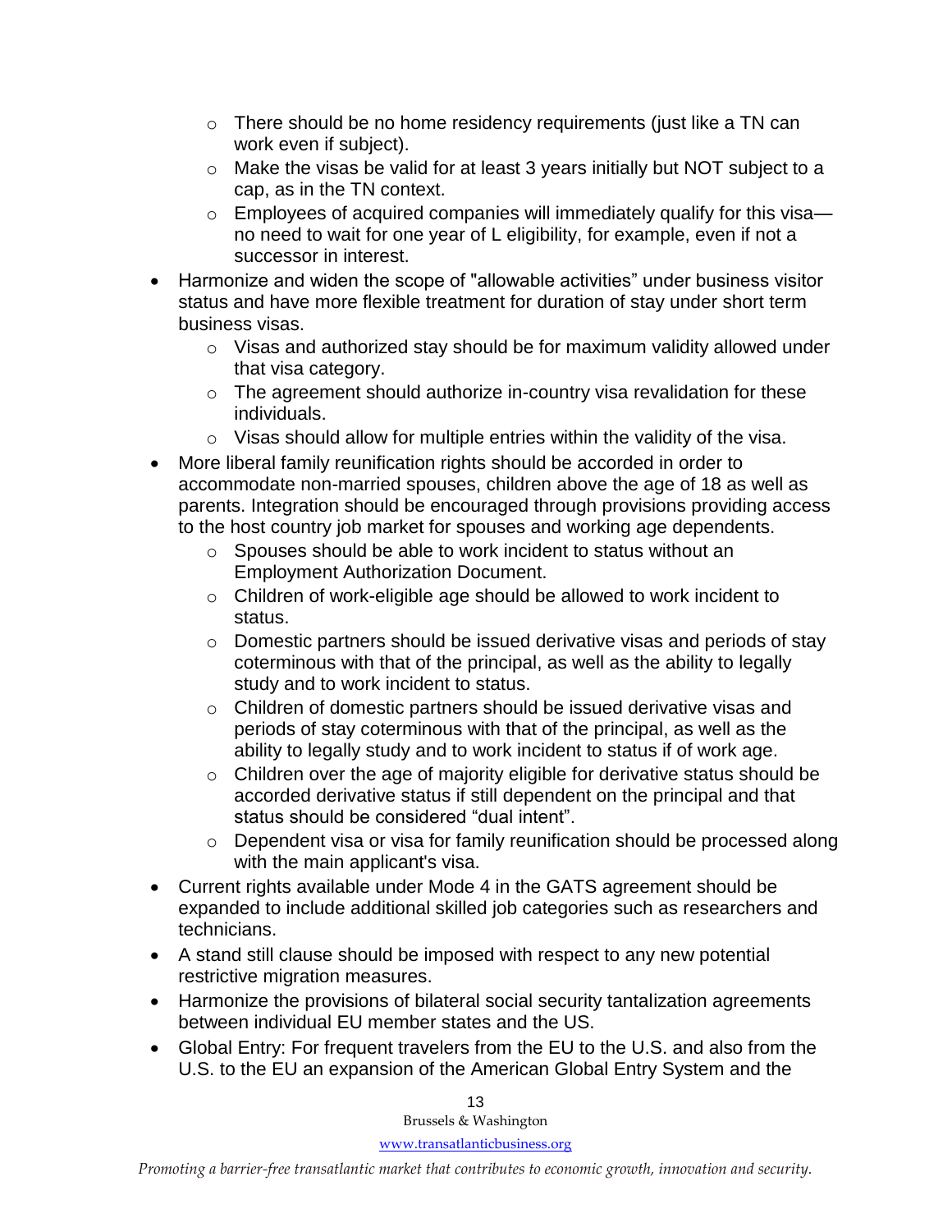- There should be no home residency requirements (just like a TN can work even if subject).
  - Make the visas be valid for at least 3 years initially but NOT subject to a cap, as in the TN context.
  - Employees of acquired companies will immediately qualify for this visa—no need to wait for one year of L eligibility, for example, even if not a successor in interest.
- Harmonize and widen the scope of "allowable activities" under business visitor status and have more flexible treatment for duration of stay under short term business visas.
  - Visas and authorized stay should be for maximum validity allowed under that visa category.
  - The agreement should authorize in-country visa revalidation for these individuals.
  - Visas should allow for multiple entries within the validity of the visa.
- More liberal family reunification rights should be accorded in order to accommodate non-married spouses, children above the age of 18 as well as parents. Integration should be encouraged through provisions providing access to the host country job market for spouses and working age dependents.
  - Spouses should be able to work incident to status without an Employment Authorization Document.
  - Children of work-eligible age should be allowed to work incident to status.
  - Domestic partners should be issued derivative visas and periods of stay coterminous with that of the principal, as well as the ability to legally study and to work incident to status.
  - Children of domestic partners should be issued derivative visas and periods of stay coterminous with that of the principal, as well as the ability to legally study and to work incident to status if of work age.
  - Children over the age of majority eligible for derivative status should be accorded derivative status if still dependent on the principal and that status should be considered "dual intent".
  - Dependent visa or visa for family reunification should be processed along with the main applicant's visa.
- Current rights available under Mode 4 in the GATS agreement should be expanded to include additional skilled job categories such as researchers and technicians.
- A stand still clause should be imposed with respect to any new potential restrictive migration measures.
- Harmonize the provisions of bilateral social security tantalization agreements between individual EU member states and the US.
- Global Entry: For frequent travelers from the EU to the U.S. and also from the U.S. to the EU an expansion of the American Global Entry System and the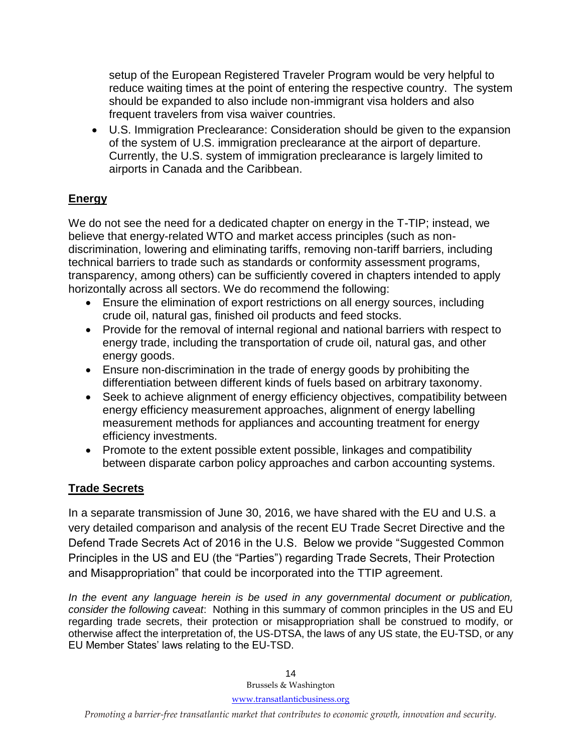setup of the European Registered Traveler Program would be very helpful to reduce waiting times at the point of entering the respective country. The system should be expanded to also include non-immigrant visa holders and also frequent travelers from visa waiver countries.

- U.S. Immigration Preclearance: Consideration should be given to the expansion of the system of U.S. immigration preclearance at the airport of departure. Currently, the U.S. system of immigration preclearance is largely limited to airports in Canada and the Caribbean.

## **Energy**

We do not see the need for a dedicated chapter on energy in the T-TIP; instead, we believe that energy-related WTO and market access principles (such as non-discrimination, lowering and eliminating tariffs, removing non-tariff barriers, including technical barriers to trade such as standards or conformity assessment programs, transparency, among others) can be sufficiently covered in chapters intended to apply horizontally across all sectors. We do recommend the following:

- Ensure the elimination of export restrictions on all energy sources, including crude oil, natural gas, finished oil products and feed stocks.
- Provide for the removal of internal regional and national barriers with respect to energy trade, including the transportation of crude oil, natural gas, and other energy goods.
- Ensure non-discrimination in the trade of energy goods by prohibiting the differentiation between different kinds of fuels based on arbitrary taxonomy.
- Seek to achieve alignment of energy efficiency objectives, compatibility between energy efficiency measurement approaches, alignment of energy labelling measurement methods for appliances and accounting treatment for energy efficiency investments.
- Promote to the extent possible extent possible, linkages and compatibility between disparate carbon policy approaches and carbon accounting systems.

## **Trade Secrets**

In a separate transmission of June 30, 2016, we have shared with the EU and U.S. a very detailed comparison and analysis of the recent EU Trade Secret Directive and the Defend Trade Secrets Act of 2016 in the U.S. Below we provide "Suggested Common Principles in the US and EU (the "Parties") regarding Trade Secrets, Their Protection and Misappropriation" that could be incorporated into the TTIP agreement.

*In the event any language herein is be used in any governmental document or publication, consider the following caveat*: Nothing in this summary of common principles in the US and EU regarding trade secrets, their protection or misappropriation shall be construed to modify, or otherwise affect the interpretation of, the US-DTSA, the laws of any US state, the EU-TSD, or any EU Member States' laws relating to the EU-TSD.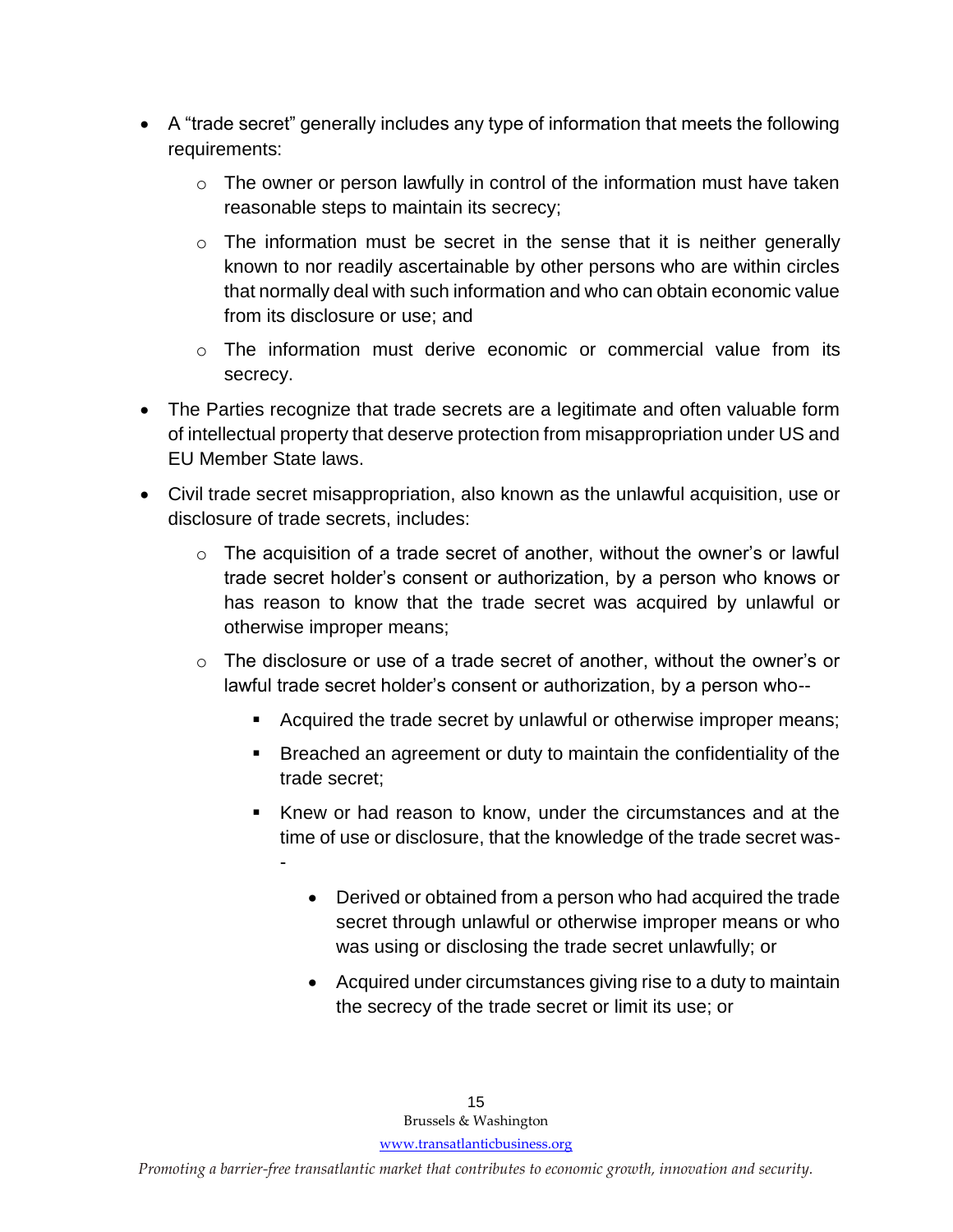- A "trade secret" generally includes any type of information that meets the following requirements:
  - The owner or person lawfully in control of the information must have taken reasonable steps to maintain its secrecy;
  - The information must be secret in the sense that it is neither generally known to nor readily ascertainable by other persons who are within circles that normally deal with such information and who can obtain economic value from its disclosure or use; and
  - The information must derive economic or commercial value from its secrecy.
- The Parties recognize that trade secrets are a legitimate and often valuable form of intellectual property that deserve protection from misappropriation under US and EU Member State laws.
- Civil trade secret misappropriation, also known as the unlawful acquisition, use or disclosure of trade secrets, includes:
  - The acquisition of a trade secret of another, without the owner's or lawful trade secret holder's consent or authorization, by a person who knows or has reason to know that the trade secret was acquired by unlawful or otherwise improper means;
  - The disclosure or use of a trade secret of another, without the owner's or lawful trade secret holder's consent or authorization, by a person who--
    - Acquired the trade secret by unlawful or otherwise improper means;
    - Breached an agreement or duty to maintain the confidentiality of the trade secret;
    - Knew or had reason to know, under the circumstances and at the time of use or disclosure, that the knowledge of the trade secret was--
      - Derived or obtained from a person who had acquired the trade secret through unlawful or otherwise improper means or who was using or disclosing the trade secret unlawfully; or
      - Acquired under circumstances giving rise to a duty to maintain the secrecy of the trade secret or limit its use; or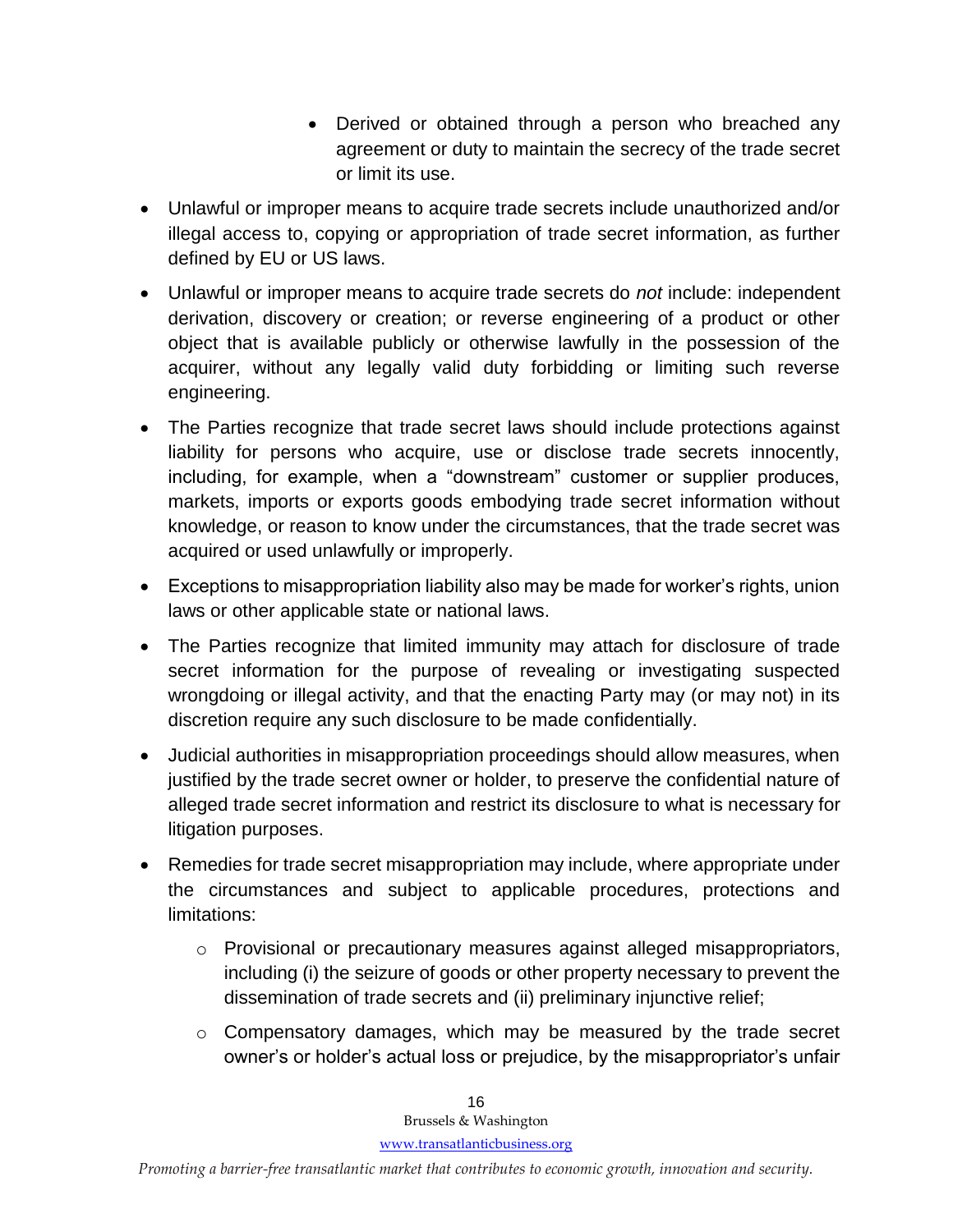- Derived or obtained through a person who breached any agreement or duty to maintain the secrecy of the trade secret or limit its use.

- Unlawful or improper means to acquire trade secrets include unauthorized and/or illegal access to, copying or appropriation of trade secret information, as further defined by EU or US laws.
- Unlawful or improper means to acquire trade secrets do *not* include: independent derivation, discovery or creation; or reverse engineering of a product or other object that is available publicly or otherwise lawfully in the possession of the acquirer, without any legally valid duty forbidding or limiting such reverse engineering.
- The Parties recognize that trade secret laws should include protections against liability for persons who acquire, use or disclose trade secrets innocently, including, for example, when a "downstream" customer or supplier produces, markets, imports or exports goods embodying trade secret information without knowledge, or reason to know under the circumstances, that the trade secret was acquired or used unlawfully or improperly.
- Exceptions to misappropriation liability also may be made for worker's rights, union laws or other applicable state or national laws.
- The Parties recognize that limited immunity may attach for disclosure of trade secret information for the purpose of revealing or investigating suspected wrongdoing or illegal activity, and that the enacting Party may (or may not) in its discretion require any such disclosure to be made confidentially.
- Judicial authorities in misappropriation proceedings should allow measures, when justified by the trade secret owner or holder, to preserve the confidential nature of alleged trade secret information and restrict its disclosure to what is necessary for litigation purposes.
- Remedies for trade secret misappropriation may include, where appropriate under the circumstances and subject to applicable procedures, protections and limitations:
  - Provisional or precautionary measures against alleged misappropriators, including (i) the seizure of goods or other property necessary to prevent the dissemination of trade secrets and (ii) preliminary injunctive relief;
  - Compensatory damages, which may be measured by the trade secret owner's or holder's actual loss or prejudice, by the misappropriator's unfair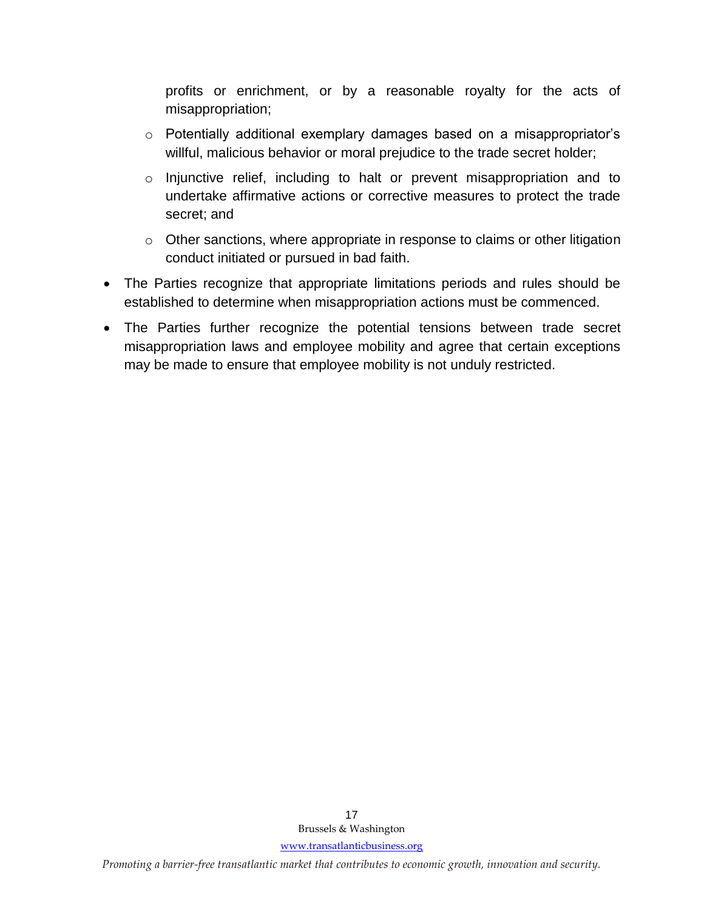profits or enrichment, or by a reasonable royalty for the acts of misappropriation;

  - Potentially additional exemplary damages based on a misappropriator's willful, malicious behavior or moral prejudice to the trade secret holder;
  - Injunctive relief, including to halt or prevent misappropriation and to undertake affirmative actions or corrective measures to protect the trade secret; and
  - Other sanctions, where appropriate in response to claims or other litigation conduct initiated or pursued in bad faith.

- The Parties recognize that appropriate limitations periods and rules should be established to determine when misappropriation actions must be commenced.
- The Parties further recognize the potential tensions between trade secret misappropriation laws and employee mobility and agree that certain exceptions may be made to ensure that employee mobility is not unduly restricted.